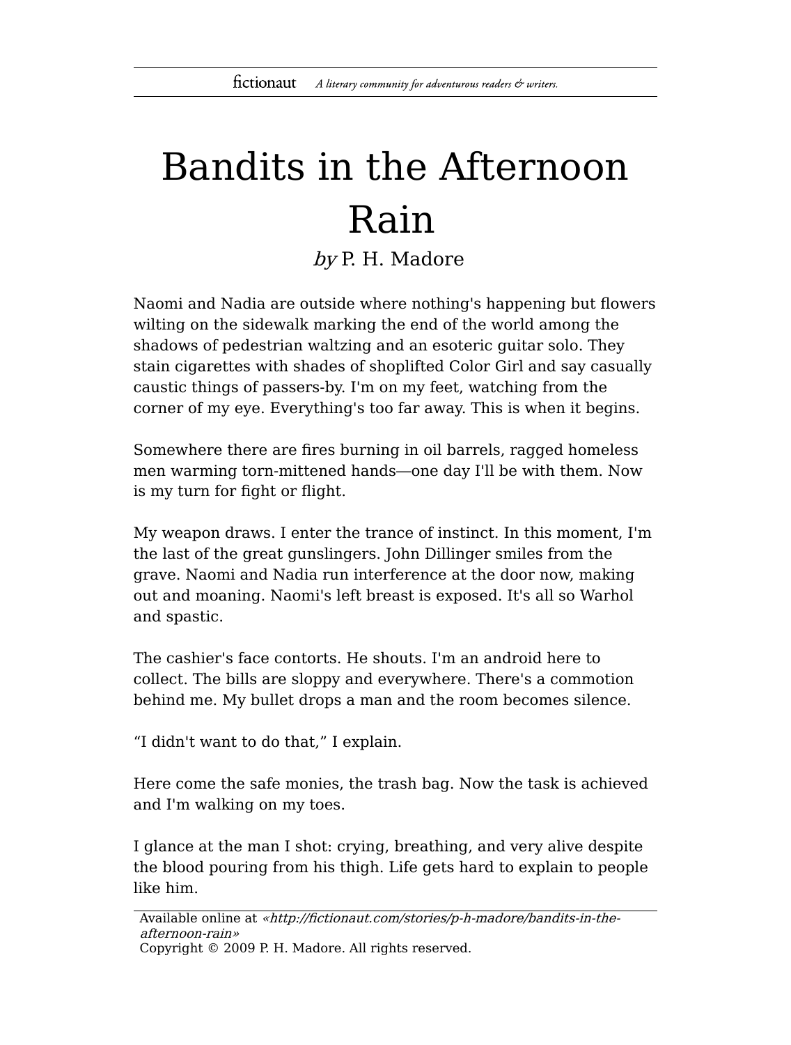# Bandits in the Afternoon Rain

*by* P. H. Madore

Naomi and Nadia are outside where nothing's happening but flowers wilting on the sidewalk marking the end of the world among the shadows of pedestrian waltzing and an esoteric guitar solo. They stain cigarettes with shades of shoplifted Color Girl and say casually caustic things of passers-by. I'm on my feet, watching from the corner of my eye. Everything's too far away. This is when it begins.

Somewhere there are fires burning in oil barrels, ragged homeless men warming torn-mittened hands—one day I'll be with them. Now is my turn for fight or flight.

My weapon draws. I enter the trance of instinct. In this moment, I'm the last of the great gunslingers. John Dillinger smiles from the grave. Naomi and Nadia run interference at the door now, making out and moaning. Naomi's left breast is exposed. It's all so Warhol and spastic.

The cashier's face contorts. He shouts. I'm an android here to collect. The bills are sloppy and everywhere. There's a commotion behind me. My bullet drops a man and the room becomes silence.

“I didn't want to do that,” I explain.

Here come the safe monies, the trash bag. Now the task is achieved and I'm walking on my toes.

I glance at the man I shot: crying, breathing, and very alive despite the blood pouring from his thigh. Life gets hard to explain to people like him.

Available online at *«http://fictionaut.com/stories/p-h-madore/bandits-in-the-afternoon-rain»*
Copyright © 2009 P. H. Madore. All rights reserved.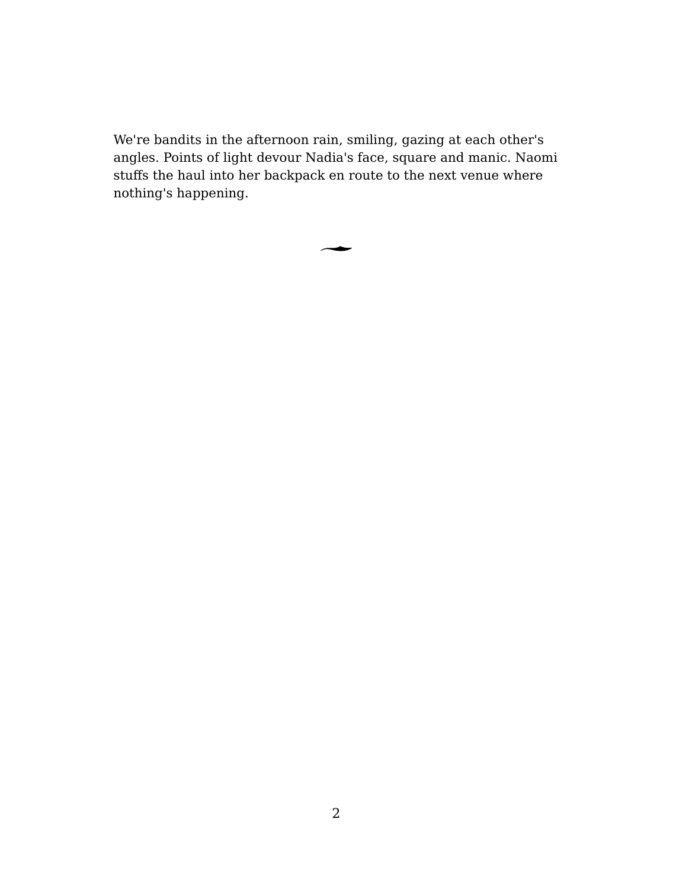We're bandits in the afternoon rain, smiling, gazing at each other's angles. Points of light devour Nadia's face, square and manic. Naomi stuffs the haul into her backpack en route to the next venue where nothing's happening.